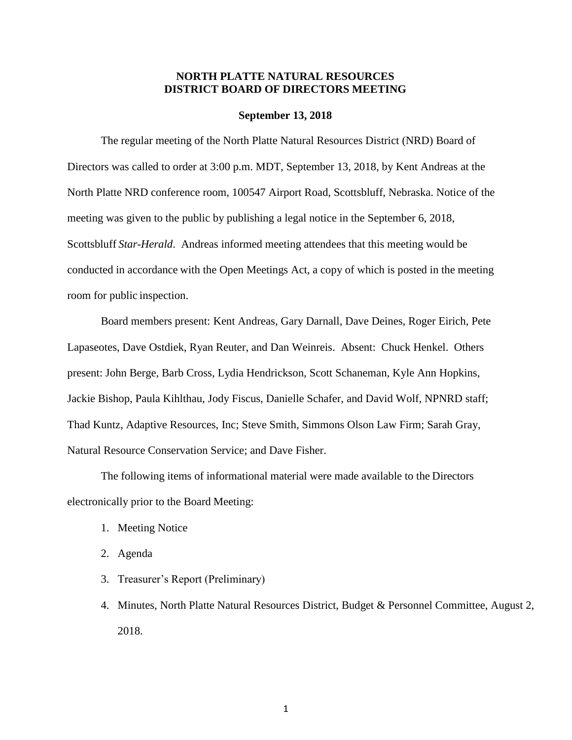# NORTH PLATTE NATURAL RESOURCES DISTRICT BOARD OF DIRECTORS MEETING

**September 13, 2018**

The regular meeting of the North Platte Natural Resources District (NRD) Board of Directors was called to order at 3:00 p.m. MDT, September 13, 2018, by Kent Andreas at the North Platte NRD conference room, 100547 Airport Road, Scottsbluff, Nebraska. Notice of the meeting was given to the public by publishing a legal notice in the September 6, 2018, Scottsbluff *Star-Herald*. Andreas informed meeting attendees that this meeting would be conducted in accordance with the Open Meetings Act, a copy of which is posted in the meeting room for public inspection.

Board members present: Kent Andreas, Gary Darnall, Dave Deines, Roger Eirich, Pete Lapaseotes, Dave Ostdiek, Ryan Reuter, and Dan Weinreis. Absent: Chuck Henkel. Others present: John Berge, Barb Cross, Lydia Hendrickson, Scott Schaneman, Kyle Ann Hopkins, Jackie Bishop, Paula Kihlthau, Jody Fiscus, Danielle Schafer, and David Wolf, NPNRD staff; Thad Kuntz, Adaptive Resources, Inc; Steve Smith, Simmons Olson Law Firm; Sarah Gray, Natural Resource Conservation Service; and Dave Fisher.

The following items of informational material were made available to the Directors electronically prior to the Board Meeting:

1. Meeting Notice
2. Agenda
3. Treasurer's Report (Preliminary)
4. Minutes, North Platte Natural Resources District, Budget & Personnel Committee, August 2, 2018.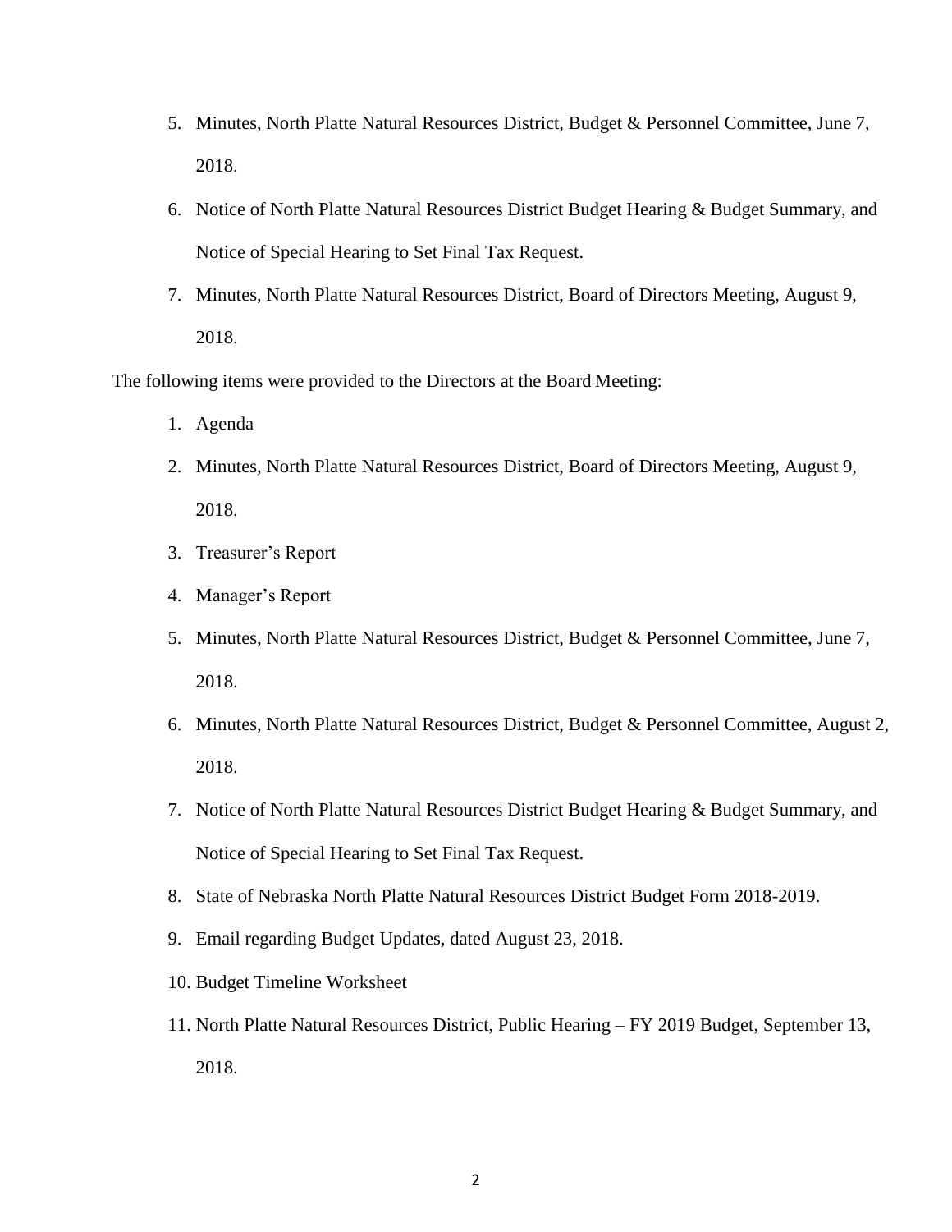5. Minutes, North Platte Natural Resources District, Budget & Personnel Committee, June 7, 2018.
6. Notice of North Platte Natural Resources District Budget Hearing & Budget Summary, and Notice of Special Hearing to Set Final Tax Request.
7. Minutes, North Platte Natural Resources District, Board of Directors Meeting, August 9, 2018.

The following items were provided to the Directors at the Board Meeting:

1. Agenda
2. Minutes, North Platte Natural Resources District, Board of Directors Meeting, August 9, 2018.
3. Treasurer's Report
4. Manager's Report
5. Minutes, North Platte Natural Resources District, Budget & Personnel Committee, June 7, 2018.
6. Minutes, North Platte Natural Resources District, Budget & Personnel Committee, August 2, 2018.
7. Notice of North Platte Natural Resources District Budget Hearing & Budget Summary, and Notice of Special Hearing to Set Final Tax Request.
8. State of Nebraska North Platte Natural Resources District Budget Form 2018-2019.
9. Email regarding Budget Updates, dated August 23, 2018.
10. Budget Timeline Worksheet
11. North Platte Natural Resources District, Public Hearing – FY 2019 Budget, September 13, 2018.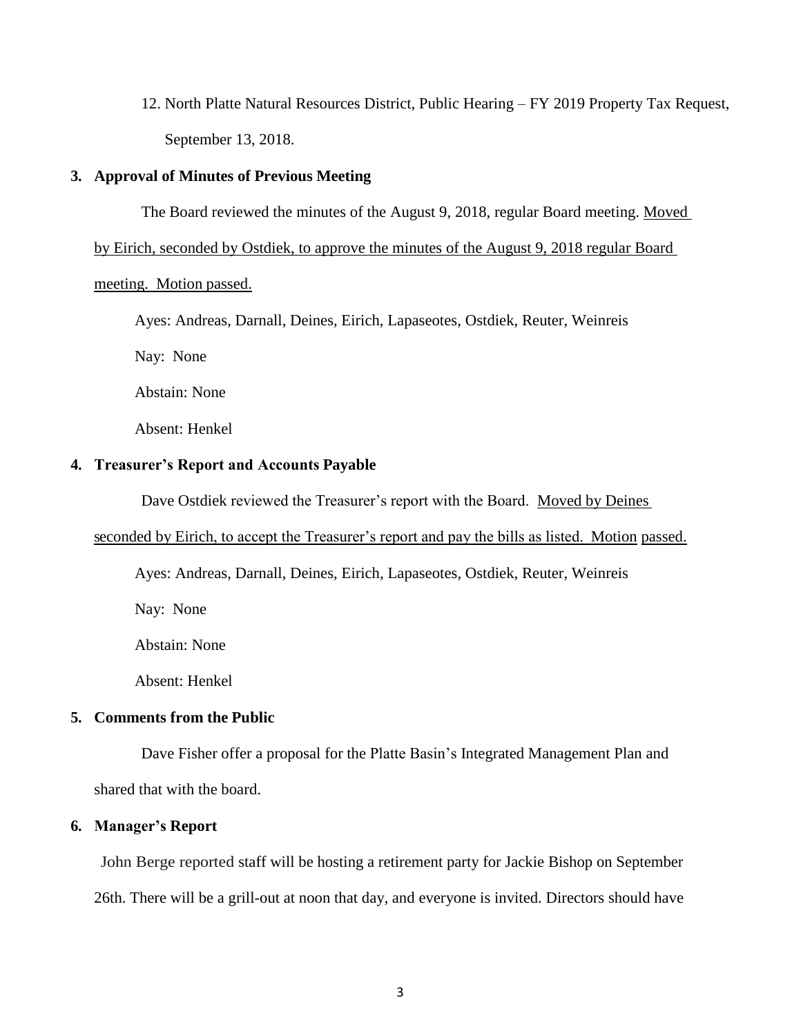12. North Platte Natural Resources District, Public Hearing – FY 2019 Property Tax Request, September 13, 2018.

**3. Approval of Minutes of Previous Meeting**

The Board reviewed the minutes of the August 9, 2018, regular Board meeting. Moved by Eirich, seconded by Ostdiek, to approve the minutes of the August 9, 2018 regular Board meeting. Motion passed.

Ayes: Andreas, Darnall, Deines, Eirich, Lapaseotes, Ostdiek, Reuter, Weinreis

Nay: None

Abstain: None

Absent: Henkel

**4. Treasurer's Report and Accounts Payable**

Dave Ostdiek reviewed the Treasurer's report with the Board. Moved by Deines seconded by Eirich, to accept the Treasurer's report and pay the bills as listed. Motion passed.

Ayes: Andreas, Darnall, Deines, Eirich, Lapaseotes, Ostdiek, Reuter, Weinreis

Nay: None

Abstain: None

Absent: Henkel

**5. Comments from the Public**

Dave Fisher offer a proposal for the Platte Basin's Integrated Management Plan and shared that with the board.

**6. Manager's Report**

John Berge reported staff will be hosting a retirement party for Jackie Bishop on September 26th. There will be a grill-out at noon that day, and everyone is invited. Directors should have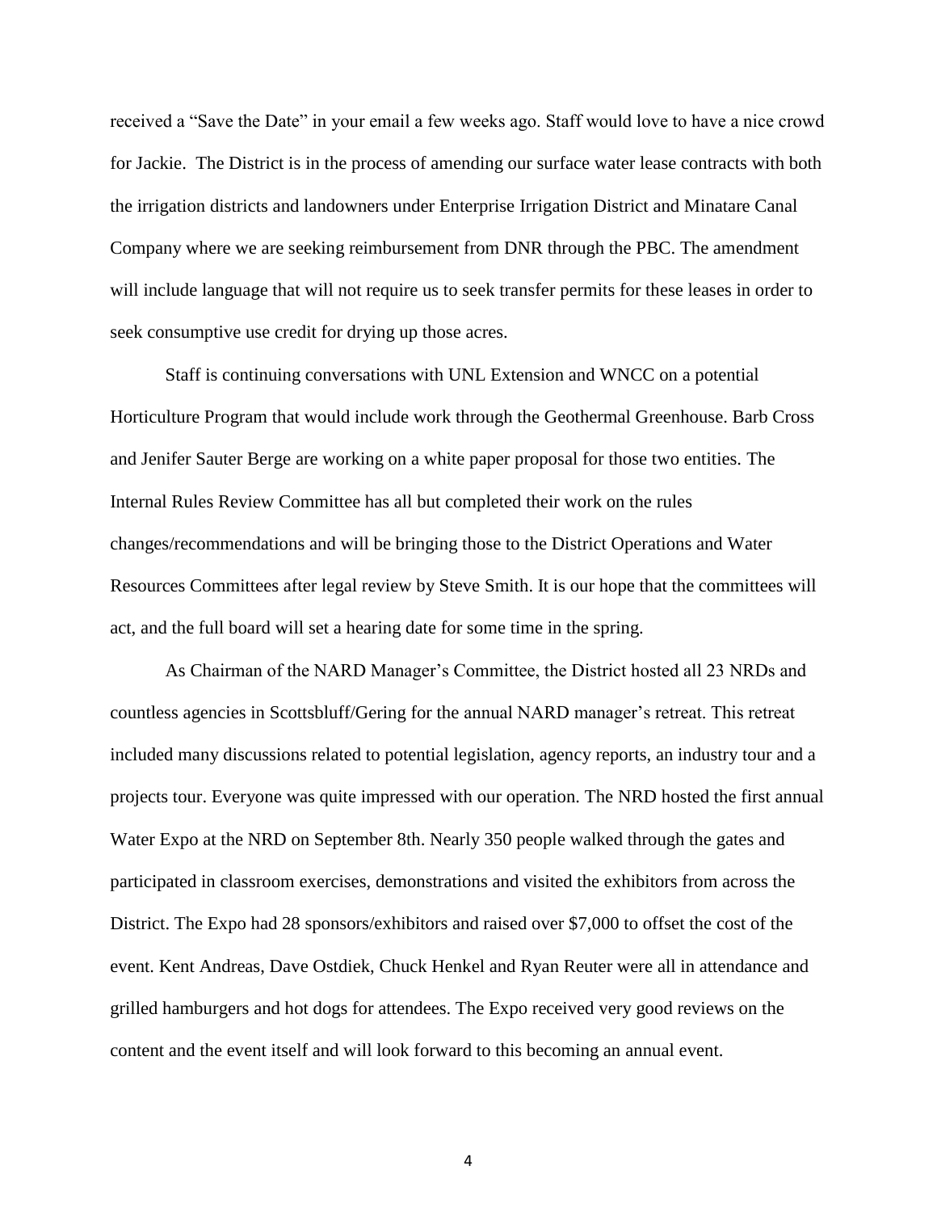received a "Save the Date" in your email a few weeks ago. Staff would love to have a nice crowd for Jackie. The District is in the process of amending our surface water lease contracts with both the irrigation districts and landowners under Enterprise Irrigation District and Minatare Canal Company where we are seeking reimbursement from DNR through the PBC. The amendment will include language that will not require us to seek transfer permits for these leases in order to seek consumptive use credit for drying up those acres.

Staff is continuing conversations with UNL Extension and WNCC on a potential Horticulture Program that would include work through the Geothermal Greenhouse. Barb Cross and Jenifer Sauter Berge are working on a white paper proposal for those two entities. The Internal Rules Review Committee has all but completed their work on the rules changes/recommendations and will be bringing those to the District Operations and Water Resources Committees after legal review by Steve Smith. It is our hope that the committees will act, and the full board will set a hearing date for some time in the spring.

As Chairman of the NARD Manager's Committee, the District hosted all 23 NRDs and countless agencies in Scottsbluff/Gering for the annual NARD manager's retreat. This retreat included many discussions related to potential legislation, agency reports, an industry tour and a projects tour. Everyone was quite impressed with our operation. The NRD hosted the first annual Water Expo at the NRD on September 8th. Nearly 350 people walked through the gates and participated in classroom exercises, demonstrations and visited the exhibitors from across the District. The Expo had 28 sponsors/exhibitors and raised over $7,000 to offset the cost of the event. Kent Andreas, Dave Ostdiek, Chuck Henkel and Ryan Reuter were all in attendance and grilled hamburgers and hot dogs for attendees. The Expo received very good reviews on the content and the event itself and will look forward to this becoming an annual event.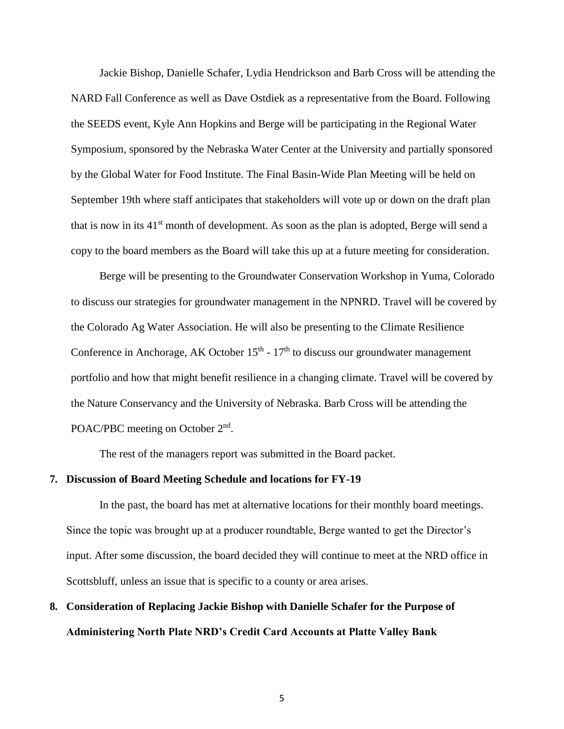Jackie Bishop, Danielle Schafer, Lydia Hendrickson and Barb Cross will be attending the NARD Fall Conference as well as Dave Ostdiek as a representative from the Board. Following the SEEDS event, Kyle Ann Hopkins and Berge will be participating in the Regional Water Symposium, sponsored by the Nebraska Water Center at the University and partially sponsored by the Global Water for Food Institute. The Final Basin-Wide Plan Meeting will be held on September 19th where staff anticipates that stakeholders will vote up or down on the draft plan that is now in its 41st month of development. As soon as the plan is adopted, Berge will send a copy to the board members as the Board will take this up at a future meeting for consideration.

Berge will be presenting to the Groundwater Conservation Workshop in Yuma, Colorado to discuss our strategies for groundwater management in the NPNRD. Travel will be covered by the Colorado Ag Water Association. He will also be presenting to the Climate Resilience Conference in Anchorage, AK October 15th - 17th to discuss our groundwater management portfolio and how that might benefit resilience in a changing climate. Travel will be covered by the Nature Conservancy and the University of Nebraska. Barb Cross will be attending the POAC/PBC meeting on October 2nd.

The rest of the managers report was submitted in the Board packet.

**7. Discussion of Board Meeting Schedule and locations for FY-19**

In the past, the board has met at alternative locations for their monthly board meetings. Since the topic was brought up at a producer roundtable, Berge wanted to get the Director's input. After some discussion, the board decided they will continue to meet at the NRD office in Scottsbluff, unless an issue that is specific to a county or area arises.

**8. Consideration of Replacing Jackie Bishop with Danielle Schafer for the Purpose of Administering North Plate NRD's Credit Card Accounts at Platte Valley Bank**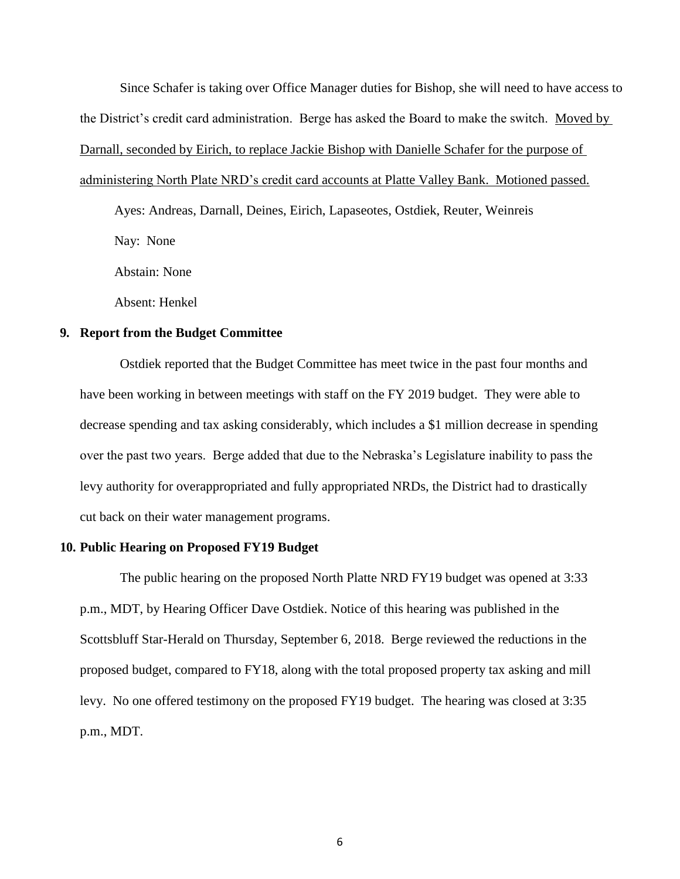Since Schafer is taking over Office Manager duties for Bishop, she will need to have access to the District's credit card administration. Berge has asked the Board to make the switch. <u>Moved by Darnall, seconded by Eirich, to replace Jackie Bishop with Danielle Schafer for the purpose of administering North Plate NRD's credit card accounts at Platte Valley Bank. Motioned passed.</u>

Ayes: Andreas, Darnall, Deines, Eirich, Lapaseotes, Ostdiek, Reuter, Weinreis

Nay: None

Abstain: None

Absent: Henkel

## 9. Report from the Budget Committee

Ostdiek reported that the Budget Committee has meet twice in the past four months and have been working in between meetings with staff on the FY 2019 budget. They were able to decrease spending and tax asking considerably, which includes a $1 million decrease in spending over the past two years. Berge added that due to the Nebraska's Legislature inability to pass the levy authority for overappropriated and fully appropriated NRDs, the District had to drastically cut back on their water management programs.

## 10. Public Hearing on Proposed FY19 Budget

The public hearing on the proposed North Platte NRD FY19 budget was opened at 3:33 p.m., MDT, by Hearing Officer Dave Ostdiek. Notice of this hearing was published in the Scottsbluff Star-Herald on Thursday, September 6, 2018. Berge reviewed the reductions in the proposed budget, compared to FY18, along with the total proposed property tax asking and mill levy. No one offered testimony on the proposed FY19 budget. The hearing was closed at 3:35 p.m., MDT.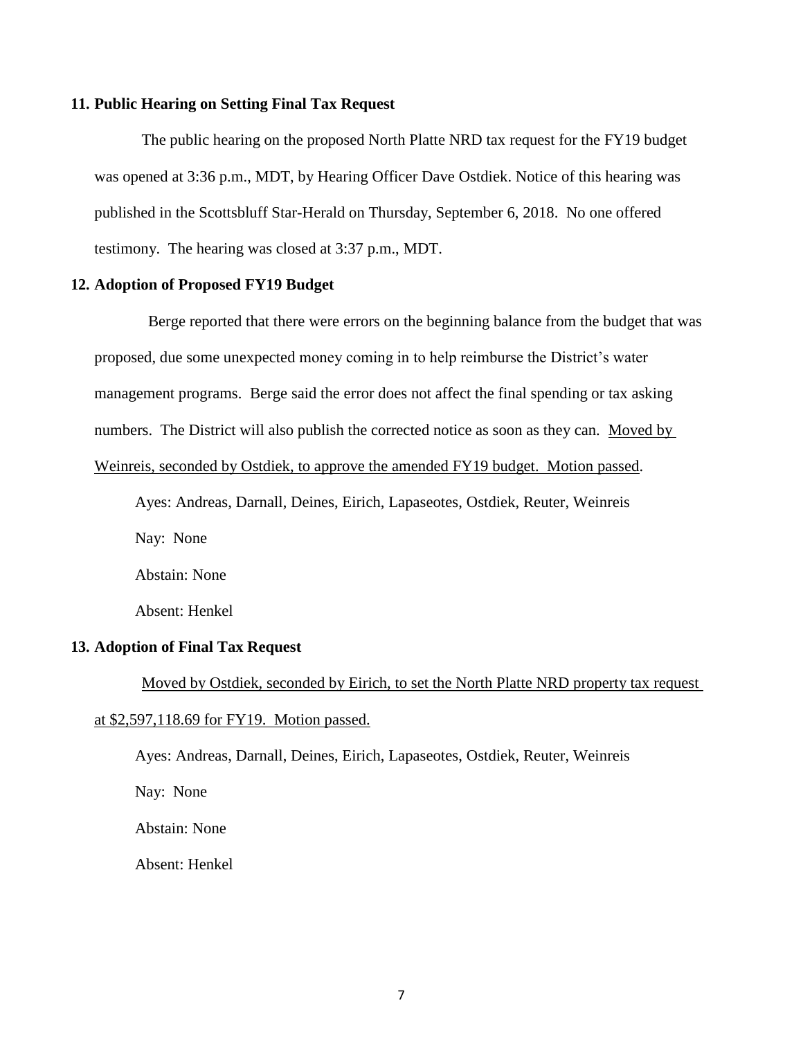**11. Public Hearing on Setting Final Tax Request**

The public hearing on the proposed North Platte NRD tax request for the FY19 budget was opened at 3:36 p.m., MDT, by Hearing Officer Dave Ostdiek. Notice of this hearing was published in the Scottsbluff Star-Herald on Thursday, September 6, 2018. No one offered testimony. The hearing was closed at 3:37 p.m., MDT.

**12. Adoption of Proposed FY19 Budget**

Berge reported that there were errors on the beginning balance from the budget that was proposed, due some unexpected money coming in to help reimburse the District's water management programs. Berge said the error does not affect the final spending or tax asking numbers. The District will also publish the corrected notice as soon as they can. <u>Moved by Weinreis, seconded by Ostdiek, to approve the amended FY19 budget. Motion passed</u>.

Ayes: Andreas, Darnall, Deines, Eirich, Lapaseotes, Ostdiek, Reuter, Weinreis

Nay: None

Abstain: None

Absent: Henkel

**13. Adoption of Final Tax Request**

<u>Moved by Ostdiek, seconded by Eirich, to set the North Platte NRD property tax request at $2,597,118.69 for FY19. Motion passed.</u>

Ayes: Andreas, Darnall, Deines, Eirich, Lapaseotes, Ostdiek, Reuter, Weinreis

Nay: None

Abstain: None

Absent: Henkel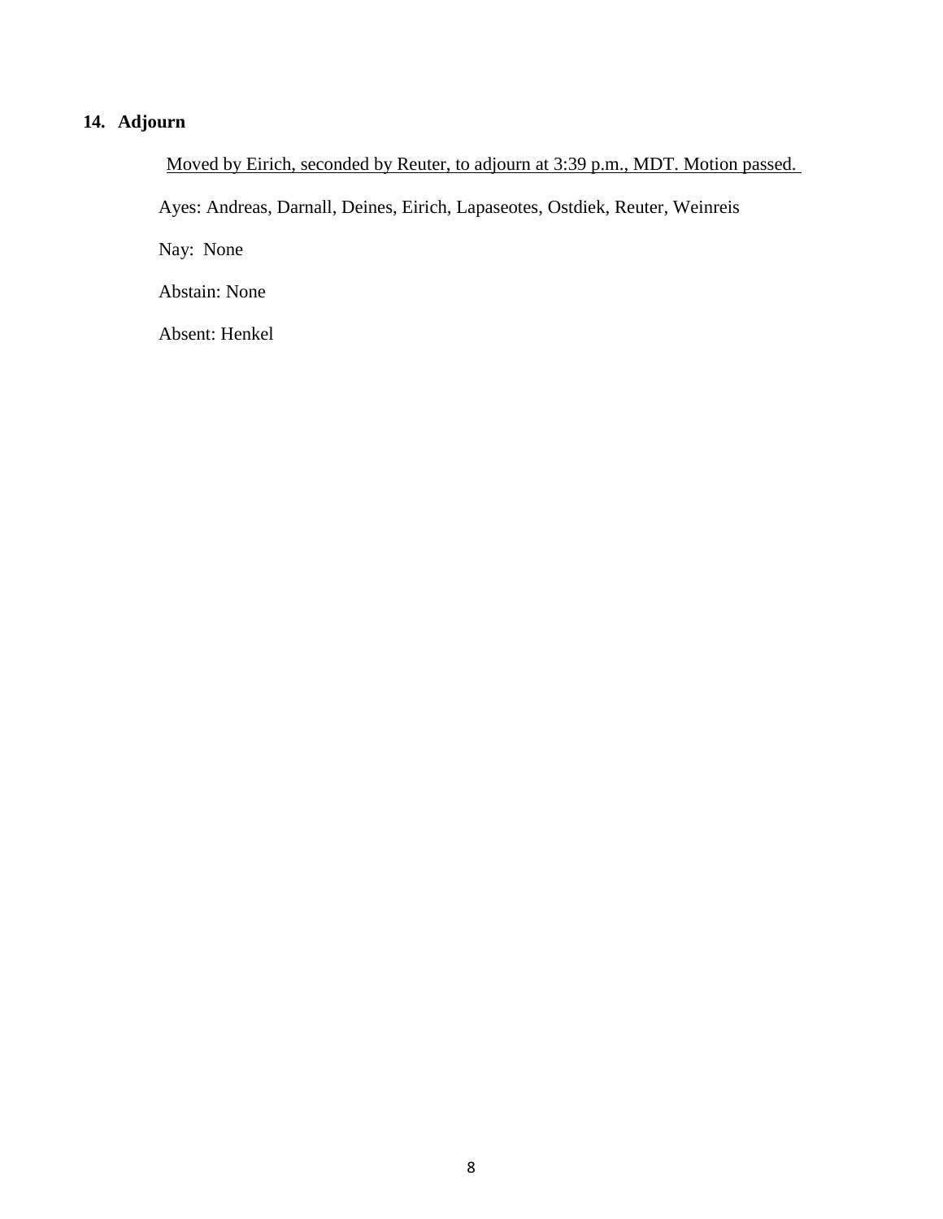## 14. Adjourn

<u>Moved by Eirich, seconded by Reuter, to adjourn at 3:39 p.m., MDT. Motion passed.</u>

Ayes: Andreas, Darnall, Deines, Eirich, Lapaseotes, Ostdiek, Reuter, Weinreis

Nay: None

Abstain: None

Absent: Henkel